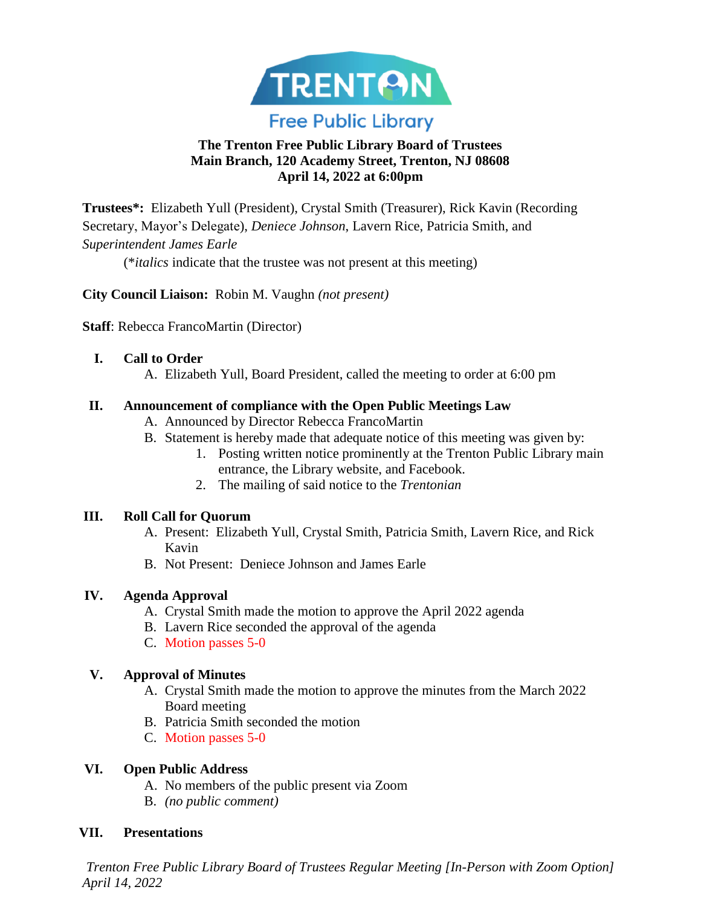TRENTON Free Public Library

**The Trenton Free Public Library Board of Trustees**
**Main Branch, 120 Academy Street, Trenton, NJ 08608**
**April 14, 2022 at 6:00pm**

**Trustees\*:** Elizabeth Yull (President), Crystal Smith (Treasurer), Rick Kavin (Recording Secretary, Mayor's Delegate), *Deniece Johnson*, Lavern Rice, Patricia Smith, and *Superintendent James Earle*

(\**italics* indicate that the trustee was not present at this meeting)

**City Council Liaison:** Robin M. Vaughn *(not present)*

**Staff**: Rebecca FrancoMartin (Director)

I. **Call to Order**
   A. Elizabeth Yull, Board President, called the meeting to order at 6:00 pm

II. **Announcement of compliance with the Open Public Meetings Law**
   A. Announced by Director Rebecca FrancoMartin
   B. Statement is hereby made that adequate notice of this meeting was given by:
      1. Posting written notice prominently at the Trenton Public Library main entrance, the Library website, and Facebook.
      2. The mailing of said notice to the *Trentonian*

III. **Roll Call for Quorum**
   A. Present: Elizabeth Yull, Crystal Smith, Patricia Smith, Lavern Rice, and Rick Kavin
   B. Not Present: Deniece Johnson and James Earle

IV. **Agenda Approval**
   A. Crystal Smith made the motion to approve the April 2022 agenda
   B. Lavern Rice seconded the approval of the agenda
   C. Motion passes 5-0

V. **Approval of Minutes**
   A. Crystal Smith made the motion to approve the minutes from the March 2022 Board meeting
   B. Patricia Smith seconded the motion
   C. Motion passes 5-0

VI. **Open Public Address**
   A. No members of the public present via Zoom
   B. *(no public comment)*

VII. **Presentations**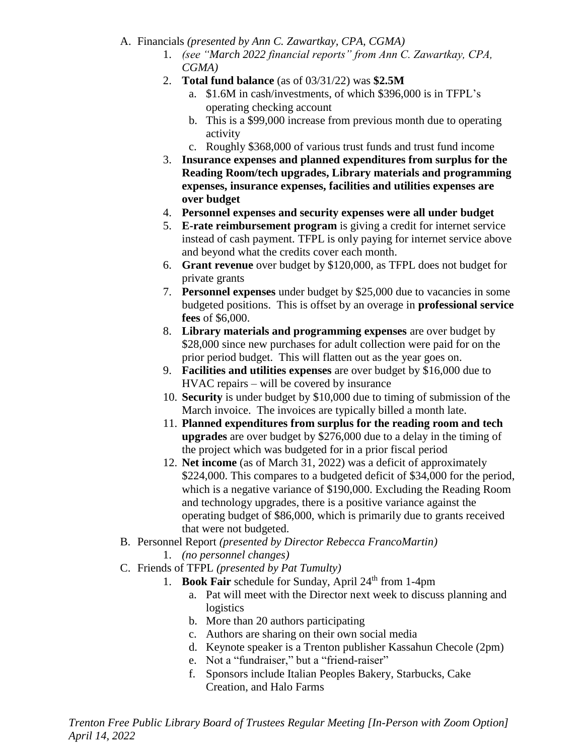A. Financials *(presented by Ann C. Zawartkay, CPA, CGMA)*
    1. *(see "March 2022 financial reports" from Ann C. Zawartkay, CPA, CGMA)*
    2. **Total fund balance** (as of 03/31/22) was **$2.5M**
        a. $1.6M in cash/investments, of which $396,000 is in TFPL's operating checking account
        b. This is a $99,000 increase from previous month due to operating activity
        c. Roughly $368,000 of various trust funds and trust fund income
    3. **Insurance expenses and planned expenditures from surplus for the Reading Room/tech upgrades, Library materials and programming expenses, insurance expenses, facilities and utilities expenses are over budget**
    4. **Personnel expenses and security expenses were all under budget**
    5. **E-rate reimbursement program** is giving a credit for internet service instead of cash payment. TFPL is only paying for internet service above and beyond what the credits cover each month.
    6. **Grant revenue** over budget by $120,000, as TFPL does not budget for private grants
    7. **Personnel expenses** under budget by $25,000 due to vacancies in some budgeted positions. This is offset by an overage in **professional service fees** of $6,000.
    8. **Library materials and programming expenses** are over budget by $28,000 since new purchases for adult collection were paid for on the prior period budget. This will flatten out as the year goes on.
    9. **Facilities and utilities expenses** are over budget by $16,000 due to HVAC repairs – will be covered by insurance
    10. **Security** is under budget by $10,000 due to timing of submission of the March invoice. The invoices are typically billed a month late.
    11. **Planned expenditures from surplus for the reading room and tech upgrades** are over budget by $276,000 due to a delay in the timing of the project which was budgeted for in a prior fiscal period
    12. **Net income** (as of March 31, 2022) was a deficit of approximately $224,000. This compares to a budgeted deficit of $34,000 for the period, which is a negative variance of $190,000. Excluding the Reading Room and technology upgrades, there is a positive variance against the operating budget of $86,000, which is primarily due to grants received that were not budgeted.

B. Personnel Report *(presented by Director Rebecca FrancoMartin)*
    1. *(no personnel changes)*

C. Friends of TFPL *(presented by Pat Tumulty)*
    1. **Book Fair** schedule for Sunday, April 24th from 1-4pm
        a. Pat will meet with the Director next week to discuss planning and logistics
        b. More than 20 authors participating
        c. Authors are sharing on their own social media
        d. Keynote speaker is a Trenton publisher Kassahun Checole (2pm)
        e. Not a "fundraiser," but a "friend-raiser"
        f. Sponsors include Italian Peoples Bakery, Starbucks, Cake Creation, and Halo Farms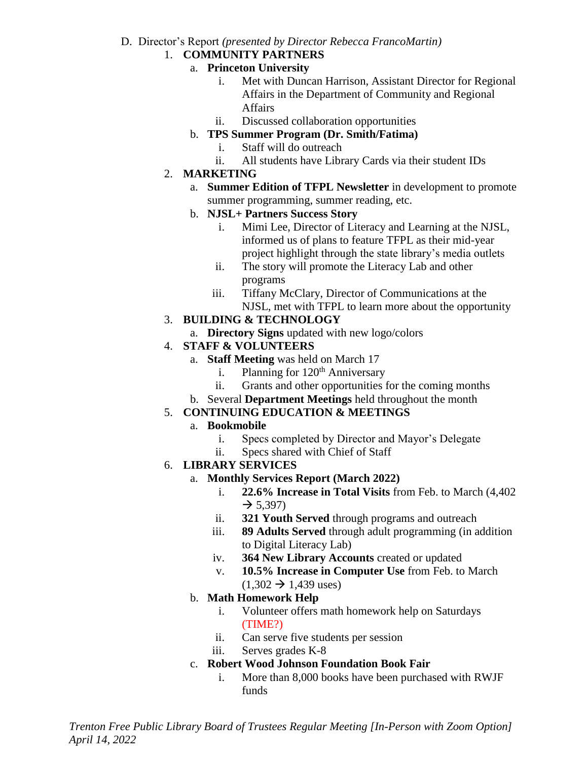D. Director's Report *(presented by Director Rebecca FrancoMartin)*

1. **COMMUNITY PARTNERS**
   a. **Princeton University**
      i. Met with Duncan Harrison, Assistant Director for Regional Affairs in the Department of Community and Regional Affairs
      ii. Discussed collaboration opportunities
   b. **TPS Summer Program (Dr. Smith/Fatima)**
      i. Staff will do outreach
      ii. All students have Library Cards via their student IDs
2. **MARKETING**
   a. **Summer Edition of TFPL Newsletter** in development to promote summer programming, summer reading, etc.
   b. **NJSL+ Partners Success Story**
      i. Mimi Lee, Director of Literacy and Learning at the NJSL, informed us of plans to feature TFPL as their mid-year project highlight through the state library's media outlets
      ii. The story will promote the Literacy Lab and other programs
      iii. Tiffany McClary, Director of Communications at the NJSL, met with TFPL to learn more about the opportunity
3. **BUILDING & TECHNOLOGY**
   a. **Directory Signs** updated with new logo/colors
4. **STAFF & VOLUNTEERS**
   a. **Staff Meeting** was held on March 17
      i. Planning for 120th Anniversary
      ii. Grants and other opportunities for the coming months
   b. Several **Department Meetings** held throughout the month
5. **CONTINUING EDUCATION & MEETINGS**
   a. **Bookmobile**
      i. Specs completed by Director and Mayor's Delegate
      ii. Specs shared with Chief of Staff
6. **LIBRARY SERVICES**
   a. **Monthly Services Report (March 2022)**
      i. **22.6% Increase in Total Visits** from Feb. to March (4,402 → 5,397)
      ii. **321 Youth Served** through programs and outreach
      iii. **89 Adults Served** through adult programming (in addition to Digital Literacy Lab)
      iv. **364 New Library Accounts** created or updated
      v. **10.5% Increase in Computer Use** from Feb. to March (1,302 → 1,439 uses)
   b. **Math Homework Help**
      i. Volunteer offers math homework help on Saturdays (TIME?)
      ii. Can serve five students per session
      iii. Serves grades K-8
   c. **Robert Wood Johnson Foundation Book Fair**
      i. More than 8,000 books have been purchased with RWJF funds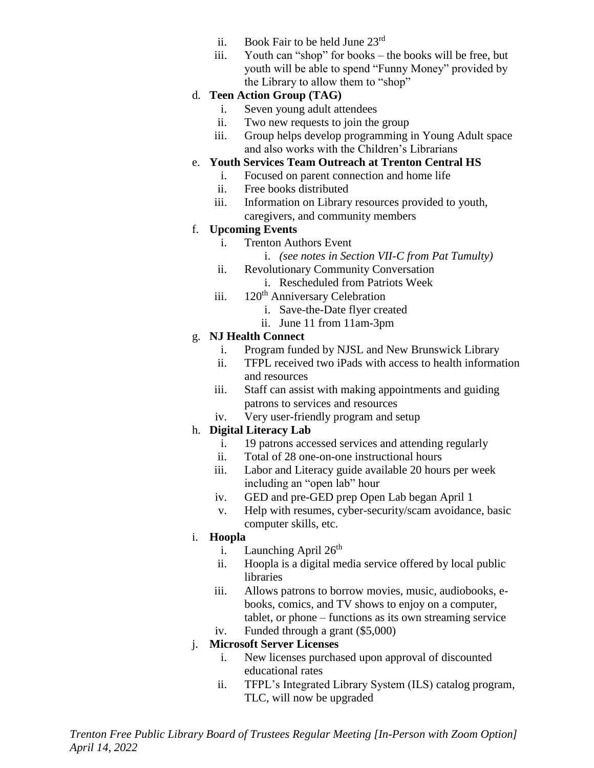ii. Book Fair to be held June 23rd
   iii. Youth can "shop" for books – the books will be free, but youth will be able to spend "Funny Money" provided by the Library to allow them to "shop"

d. **Teen Action Group (TAG)**
   i. Seven young adult attendees
   ii. Two new requests to join the group
   iii. Group helps develop programming in Young Adult space and also works with the Children's Librarians

e. **Youth Services Team Outreach at Trenton Central HS**
   i. Focused on parent connection and home life
   ii. Free books distributed
   iii. Information on Library resources provided to youth, caregivers, and community members

f. **Upcoming Events**
   i. Trenton Authors Event
      i. *(see notes in Section VII-C from Pat Tumulty)*
   ii. Revolutionary Community Conversation
      i. Rescheduled from Patriots Week
   iii. 120th Anniversary Celebration
      i. Save-the-Date flyer created
      ii. June 11 from 11am-3pm

g. **NJ Health Connect**
   i. Program funded by NJSL and New Brunswick Library
   ii. TFPL received two iPads with access to health information and resources
   iii. Staff can assist with making appointments and guiding patrons to services and resources
   iv. Very user-friendly program and setup

h. **Digital Literacy Lab**
   i. 19 patrons accessed services and attending regularly
   ii. Total of 28 one-on-one instructional hours
   iii. Labor and Literacy guide available 20 hours per week including an "open lab" hour
   iv. GED and pre-GED prep Open Lab began April 1
   v. Help with resumes, cyber-security/scam avoidance, basic computer skills, etc.

i. **Hoopla**
   i. Launching April 26th
   ii. Hoopla is a digital media service offered by local public libraries
   iii. Allows patrons to borrow movies, music, audiobooks, e-books, comics, and TV shows to enjoy on a computer, tablet, or phone – functions as its own streaming service
   iv. Funded through a grant ($5,000)

j. **Microsoft Server Licenses**
   i. New licenses purchased upon approval of discounted educational rates
   ii. TFPL's Integrated Library System (ILS) catalog program, TLC, will now be upgraded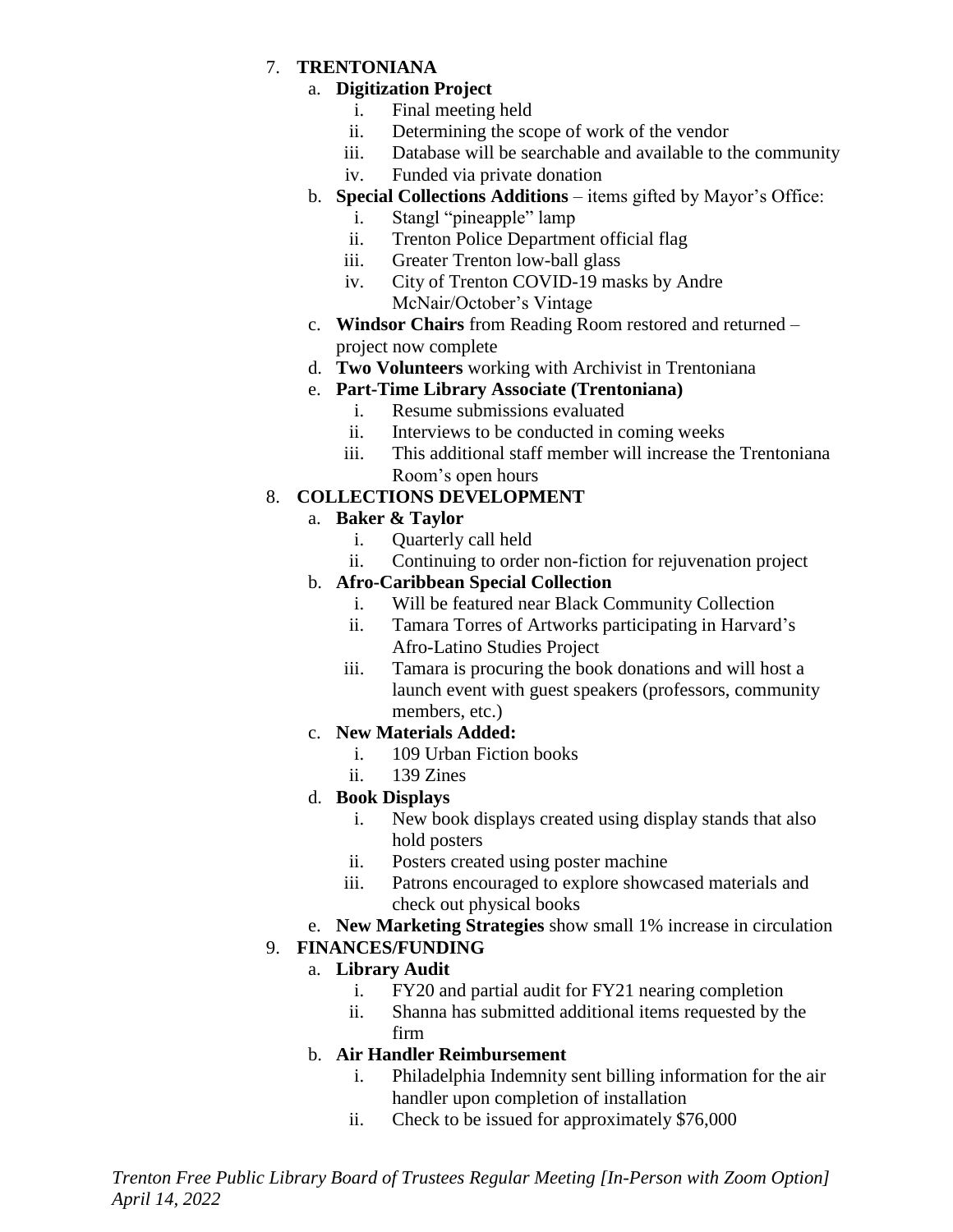7. **TRENTONIANA**
   a. **Digitization Project**
      i. Final meeting held
      ii. Determining the scope of work of the vendor
      iii. Database will be searchable and available to the community
      iv. Funded via private donation
   b. **Special Collections Additions** – items gifted by Mayor's Office:
      i. Stangl "pineapple" lamp
      ii. Trenton Police Department official flag
      iii. Greater Trenton low-ball glass
      iv. City of Trenton COVID-19 masks by Andre McNair/October's Vintage
   c. **Windsor Chairs** from Reading Room restored and returned – project now complete
   d. **Two Volunteers** working with Archivist in Trentoniana
   e. **Part-Time Library Associate (Trentoniana)**
      i. Resume submissions evaluated
      ii. Interviews to be conducted in coming weeks
      iii. This additional staff member will increase the Trentoniana Room's open hours
8. **COLLECTIONS DEVELOPMENT**
   a. **Baker & Taylor**
      i. Quarterly call held
      ii. Continuing to order non-fiction for rejuvenation project
   b. **Afro-Caribbean Special Collection**
      i. Will be featured near Black Community Collection
      ii. Tamara Torres of Artworks participating in Harvard's Afro-Latino Studies Project
      iii. Tamara is procuring the book donations and will host a launch event with guest speakers (professors, community members, etc.)
   c. **New Materials Added:**
      i. 109 Urban Fiction books
      ii. 139 Zines
   d. **Book Displays**
      i. New book displays created using display stands that also hold posters
      ii. Posters created using poster machine
      iii. Patrons encouraged to explore showcased materials and check out physical books
   e. **New Marketing Strategies** show small 1% increase in circulation
9. **FINANCES/FUNDING**
   a. **Library Audit**
      i. FY20 and partial audit for FY21 nearing completion
      ii. Shanna has submitted additional items requested by the firm
   b. **Air Handler Reimbursement**
      i. Philadelphia Indemnity sent billing information for the air handler upon completion of installation
      ii. Check to be issued for approximately $76,000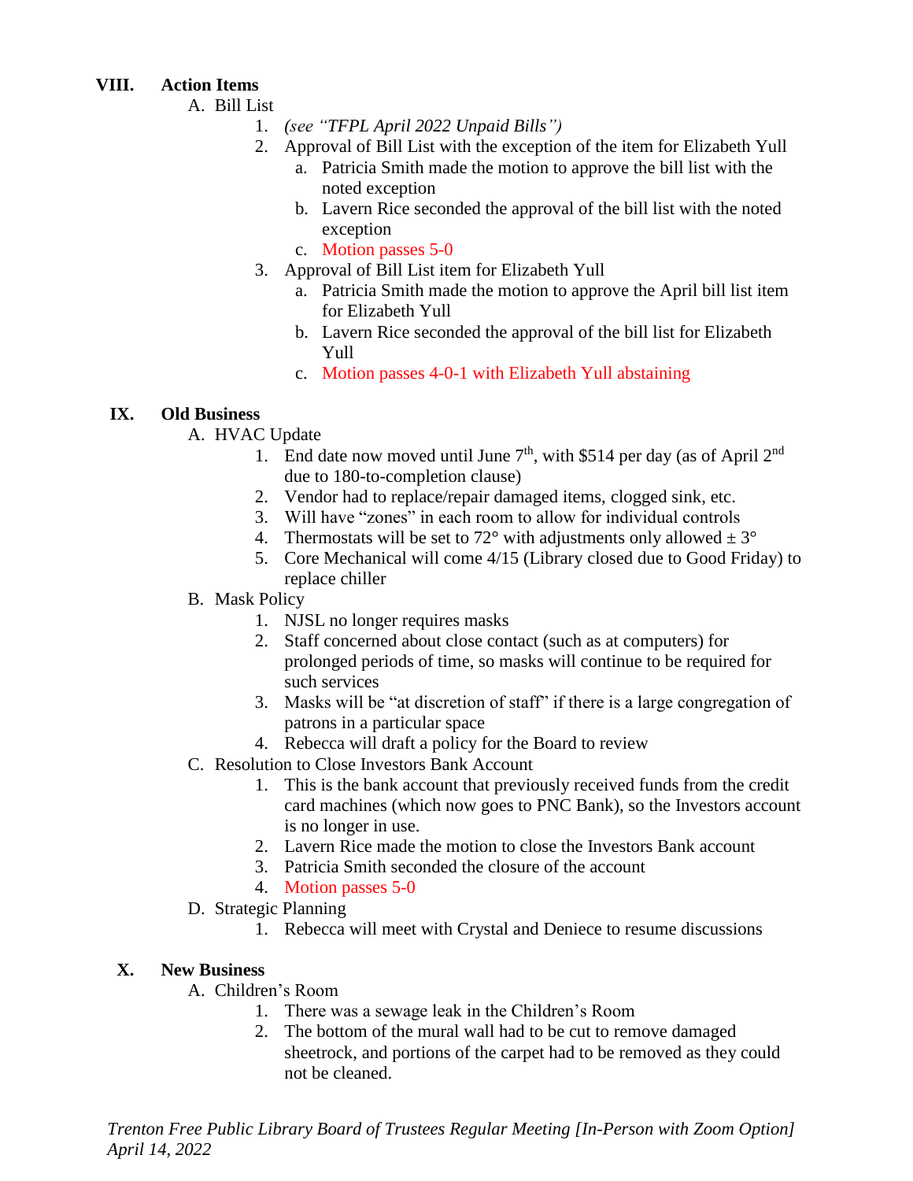## VIII. Action Items

A. Bill List

1. *(see "TFPL April 2022 Unpaid Bills")*
2. Approval of Bill List with the exception of the item for Elizabeth Yull
   a. Patricia Smith made the motion to approve the bill list with the noted exception
   b. Lavern Rice seconded the approval of the bill list with the noted exception
   c. Motion passes 5-0
3. Approval of Bill List item for Elizabeth Yull
   a. Patricia Smith made the motion to approve the April bill list item for Elizabeth Yull
   b. Lavern Rice seconded the approval of the bill list for Elizabeth Yull
   c. Motion passes 4-0-1 with Elizabeth Yull abstaining

## IX. Old Business

A. HVAC Update

1. End date now moved until June 7th, with $514 per day (as of April 2nd due to 180-to-completion clause)
2. Vendor had to replace/repair damaged items, clogged sink, etc.
3. Will have "zones" in each room to allow for individual controls
4. Thermostats will be set to 72° with adjustments only allowed ± 3°
5. Core Mechanical will come 4/15 (Library closed due to Good Friday) to replace chiller

B. Mask Policy

1. NJSL no longer requires masks
2. Staff concerned about close contact (such as at computers) for prolonged periods of time, so masks will continue to be required for such services
3. Masks will be "at discretion of staff" if there is a large congregation of patrons in a particular space
4. Rebecca will draft a policy for the Board to review

C. Resolution to Close Investors Bank Account

1. This is the bank account that previously received funds from the credit card machines (which now goes to PNC Bank), so the Investors account is no longer in use.
2. Lavern Rice made the motion to close the Investors Bank account
3. Patricia Smith seconded the closure of the account
4. Motion passes 5-0

D. Strategic Planning

1. Rebecca will meet with Crystal and Deniece to resume discussions

## X. New Business

A. Children's Room

1. There was a sewage leak in the Children's Room
2. The bottom of the mural wall had to be cut to remove damaged sheetrock, and portions of the carpet had to be removed as they could not be cleaned.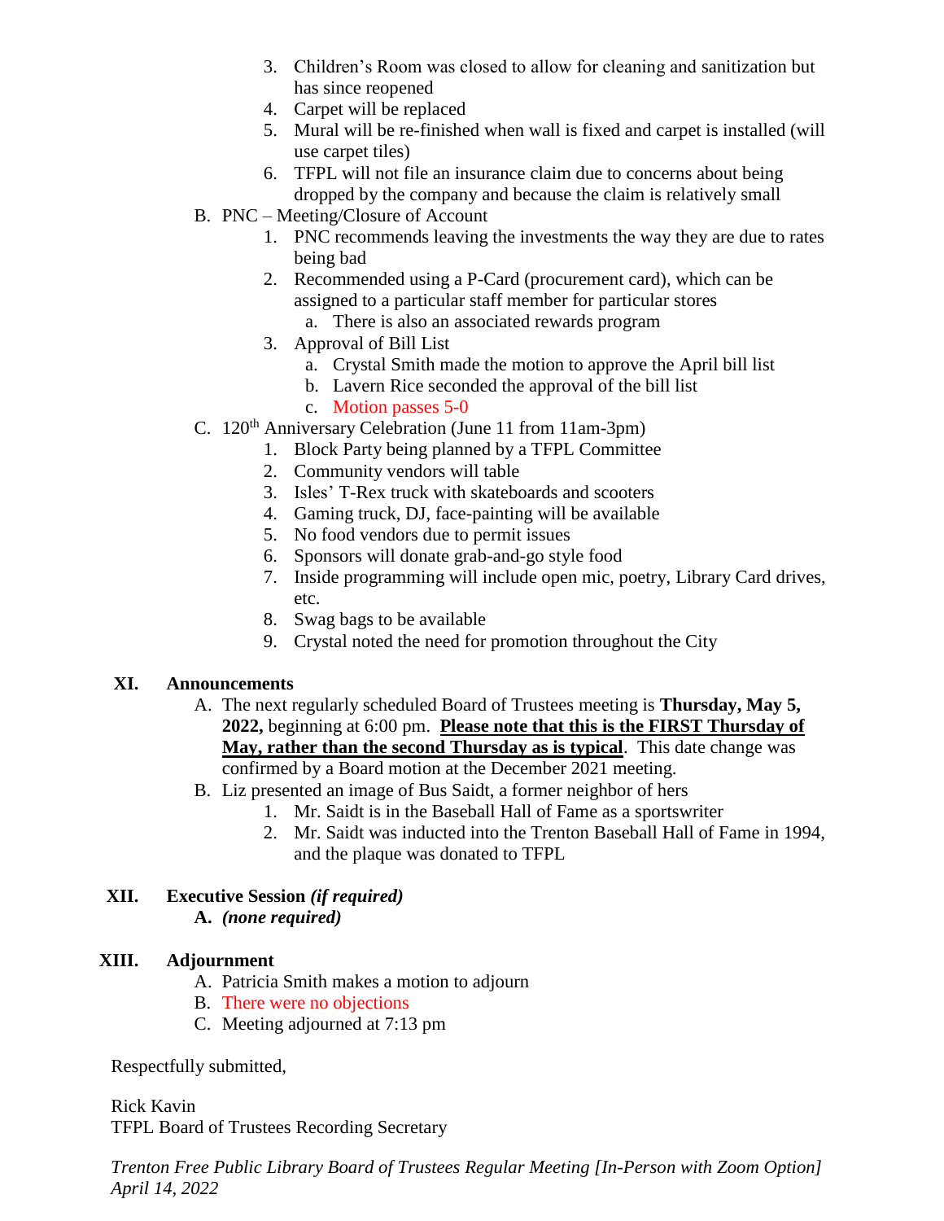3. Children's Room was closed to allow for cleaning and sanitization but has since reopened
4. Carpet will be replaced
5. Mural will be re-finished when wall is fixed and carpet is installed (will use carpet tiles)
6. TFPL will not file an insurance claim due to concerns about being dropped by the company and because the claim is relatively small

B. PNC – Meeting/Closure of Account
1. PNC recommends leaving the investments the way they are due to rates being bad
2. Recommended using a P-Card (procurement card), which can be assigned to a particular staff member for particular stores
   a. There is also an associated rewards program
3. Approval of Bill List
   a. Crystal Smith made the motion to approve the April bill list
   b. Lavern Rice seconded the approval of the bill list
   c. Motion passes 5-0

C. 120th Anniversary Celebration (June 11 from 11am-3pm)
1. Block Party being planned by a TFPL Committee
2. Community vendors will table
3. Isles' T-Rex truck with skateboards and scooters
4. Gaming truck, DJ, face-painting will be available
5. No food vendors due to permit issues
6. Sponsors will donate grab-and-go style food
7. Inside programming will include open mic, poetry, Library Card drives, etc.
8. Swag bags to be available
9. Crystal noted the need for promotion throughout the City

## XI. Announcements

A. The next regularly scheduled Board of Trustees meeting is **Thursday, May 5, 2022,** beginning at 6:00 pm. **Please note that this is the FIRST Thursday of May, rather than the second Thursday as is typical**. This date change was confirmed by a Board motion at the December 2021 meeting.

B. Liz presented an image of Bus Saidt, a former neighbor of hers
1. Mr. Saidt is in the Baseball Hall of Fame as a sportswriter
2. Mr. Saidt was inducted into the Trenton Baseball Hall of Fame in 1994, and the plaque was donated to TFPL

## XII. Executive Session *(if required)*

**A. *(none required)***

## XIII. Adjournment

A. Patricia Smith makes a motion to adjourn
B. There were no objections
C. Meeting adjourned at 7:13 pm

Respectfully submitted,

Rick Kavin
TFPL Board of Trustees Recording Secretary